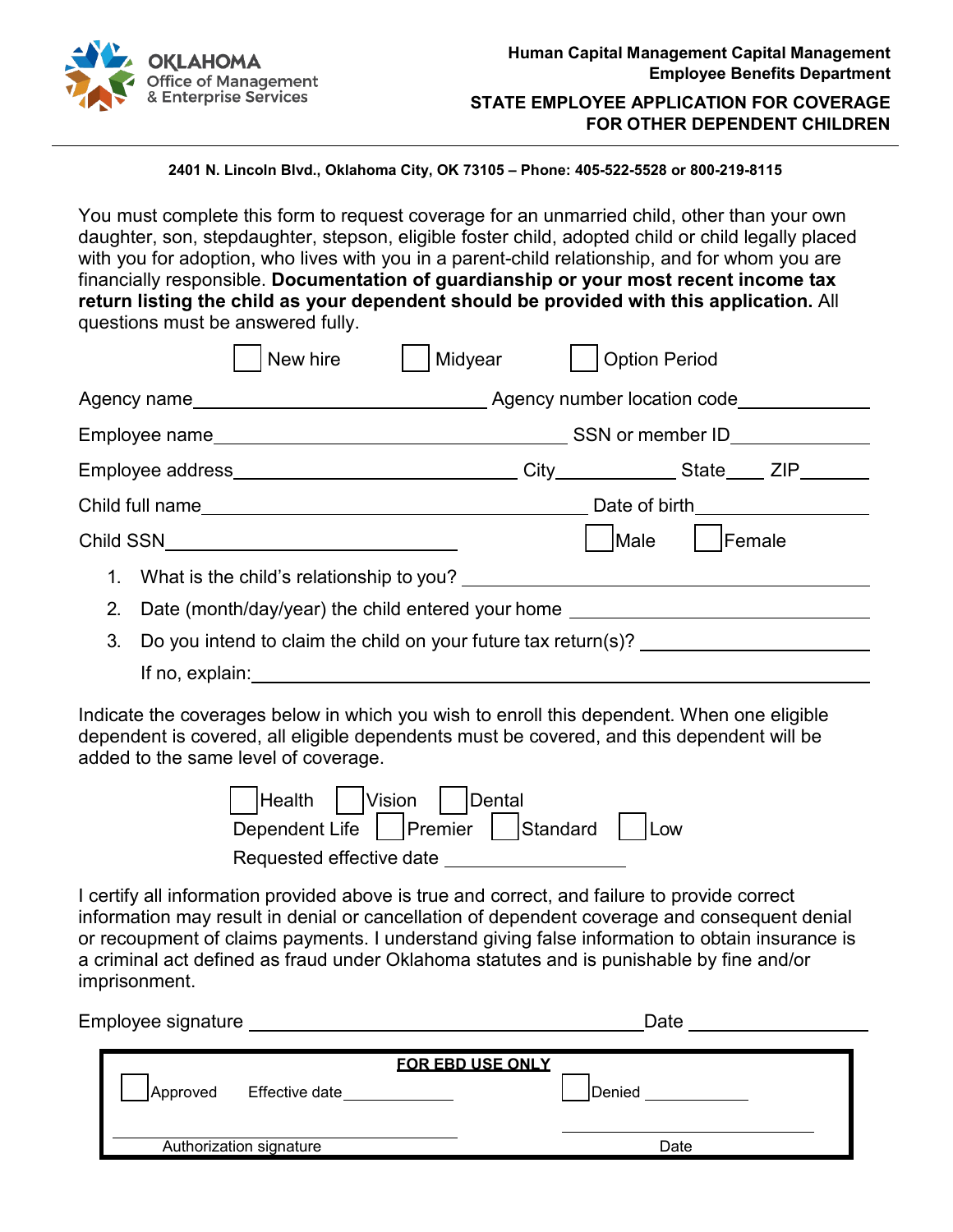OKLAHOMA
Office of Management
& Enterprise Services

**Human Capital Management Capital Management**
**Employee Benefits Department**

## STATE EMPLOYEE APPLICATION FOR COVERAGE FOR OTHER DEPENDENT CHILDREN

**2401 N. Lincoln Blvd., Oklahoma City, OK 73105 – Phone: 405-522-5528 or 800-219-8115**

You must complete this form to request coverage for an unmarried child, other than your own daughter, son, stepdaughter, stepson, eligible foster child, adopted child or child legally placed with you for adoption, who lives with you in a parent-child relationship, and for whom you are financially responsible. **Documentation of guardianship or your most recent income tax return listing the child as your dependent should be provided with this application.** All questions must be answered fully.

☐ New hire ☐ Midyear ☐ Option Period

Agency name\_\_\_\_\_\_\_\_\_\_\_\_\_\_\_\_\_\_\_\_\_\_\_\_\_\_\_\_ Agency number location code\_\_\_\_\_\_\_\_\_\_\_\_

Employee name\_\_\_\_\_\_\_\_\_\_\_\_\_\_\_\_\_\_\_\_\_\_\_\_\_\_\_\_\_\_\_\_\_\_ SSN or member ID\_\_\_\_\_\_\_\_\_\_\_\_\_\_

Employee address\_\_\_\_\_\_\_\_\_\_\_\_\_\_\_\_\_\_\_\_\_\_\_\_\_\_\_ City\_\_\_\_\_\_\_\_\_\_\_ State\_\_\_\_ ZIP\_\_\_\_\_\_

Child full name\_\_\_\_\_\_\_\_\_\_\_\_\_\_\_\_\_\_\_\_\_\_\_\_\_\_\_\_\_\_\_\_\_\_\_\_\_ Date of birth\_\_\_\_\_\_\_\_\_\_\_\_\_\_\_

Child SSN\_\_\_\_\_\_\_\_\_\_\_\_\_\_\_\_\_\_\_\_\_\_\_\_\_\_\_ ☐ Male ☐ Female

1. What is the child's relationship to you? \_\_\_\_\_\_\_\_\_\_\_\_\_\_\_\_\_\_\_\_\_\_\_\_\_\_\_\_\_\_\_\_\_\_
2. Date (month/day/year) the child entered your home \_\_\_\_\_\_\_\_\_\_\_\_\_\_\_\_\_\_\_\_\_\_\_\_\_\_\_\_
3. Do you intend to claim the child on your future tax return(s)? \_\_\_\_\_\_\_\_\_\_\_\_\_\_\_\_\_\_\_\_\_\_

   If no, explain:\_\_\_\_\_\_\_\_\_\_\_\_\_\_\_\_\_\_\_\_\_\_\_\_\_\_\_\_\_\_\_\_\_\_\_\_\_\_\_\_\_\_\_\_\_\_\_\_\_\_\_\_\_\_\_\_\_\_\_\_\_

Indicate the coverages below in which you wish to enroll this dependent. When one eligible dependent is covered, all eligible dependents must be covered, and this dependent will be added to the same level of coverage.

☐ Health ☐ Vision ☐ Dental

Dependent Life ☐ Premier ☐ Standard ☐ Low

Requested effective date \_\_\_\_\_\_\_\_\_\_\_\_\_\_\_\_\_\_

I certify all information provided above is true and correct, and failure to provide correct information may result in denial or cancellation of dependent coverage and consequent denial or recoupment of claims payments. I understand giving false information to obtain insurance is a criminal act defined as fraud under Oklahoma statutes and is punishable by fine and/or imprisonment.

Employee signature \_\_\_\_\_\_\_\_\_\_\_\_\_\_\_\_\_\_\_\_\_\_\_\_\_\_\_\_\_\_\_\_\_\_\_\_\_\_\_\_ Date \_\_\_\_\_\_\_\_\_\_\_\_\_\_\_\_\_\_

**FOR EBD USE ONLY**

☐ Approved Effective date\_\_\_\_\_\_\_\_\_\_\_\_ ☐ Denied \_\_\_\_\_\_\_\_\_\_\_\_

\_\_\_\_\_\_\_\_\_\_\_\_\_\_\_\_\_\_\_\_\_\_\_\_\_\_\_\_\_\_\_\_\_\_\_\_ \_\_\_\_\_\_\_\_\_\_\_\_\_\_\_\_\_\_\_\_\_\_\_\_\_\_\_\_\_\_\_\_\_\_\_\_
Authorization signature Date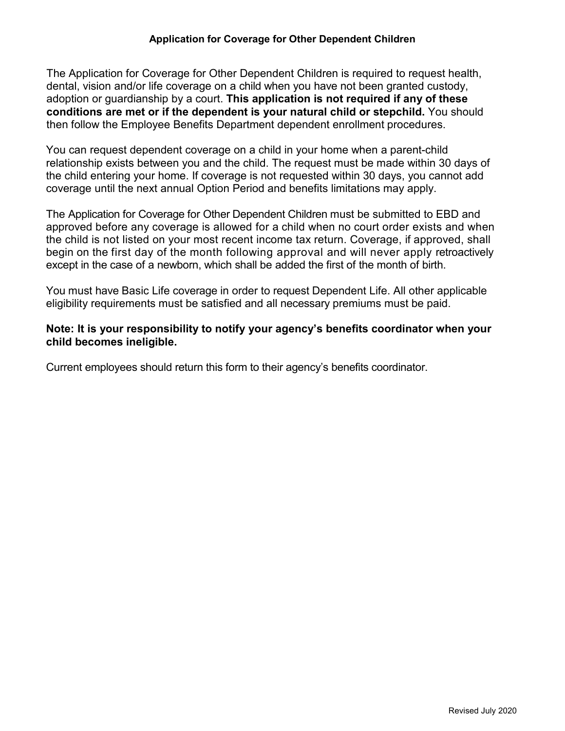**Application for Coverage for Other Dependent Children**

The Application for Coverage for Other Dependent Children is required to request health, dental, vision and/or life coverage on a child when you have not been granted custody, adoption or guardianship by a court. **This application is not required if any of these conditions are met or if the dependent is your natural child or stepchild.** You should then follow the Employee Benefits Department dependent enrollment procedures.

You can request dependent coverage on a child in your home when a parent-child relationship exists between you and the child. The request must be made within 30 days of the child entering your home. If coverage is not requested within 30 days, you cannot add coverage until the next annual Option Period and benefits limitations may apply.

The Application for Coverage for Other Dependent Children must be submitted to EBD and approved before any coverage is allowed for a child when no court order exists and when the child is not listed on your most recent income tax return. Coverage, if approved, shall begin on the first day of the month following approval and will never apply retroactively except in the case of a newborn, which shall be added the first of the month of birth.

You must have Basic Life coverage in order to request Dependent Life. All other applicable eligibility requirements must be satisfied and all necessary premiums must be paid.

**Note: It is your responsibility to notify your agency's benefits coordinator when your child becomes ineligible.**

Current employees should return this form to their agency's benefits coordinator.

Revised July 2020